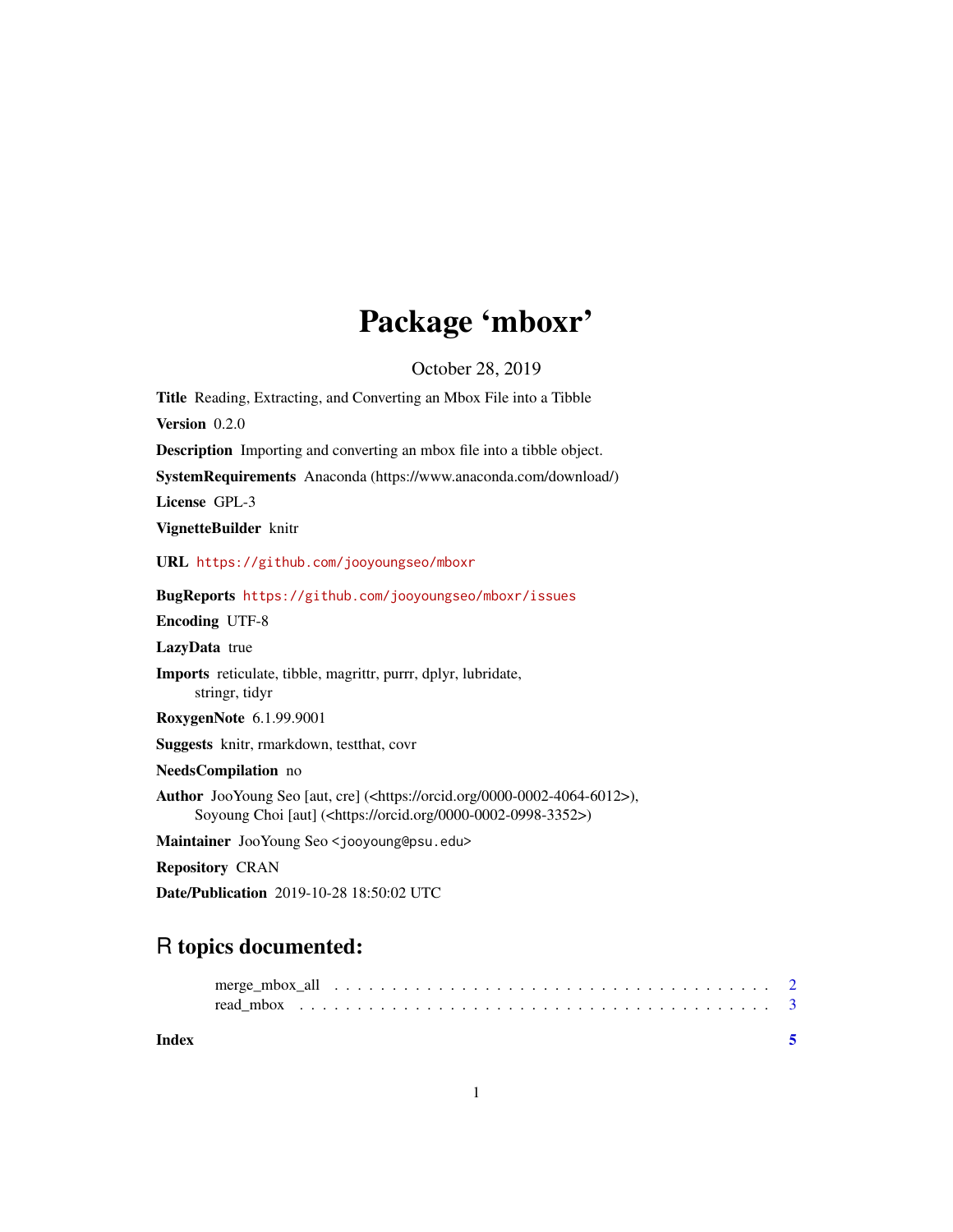# Package 'mboxr'

October 28, 2019

**Title** Reading, Extracting, and Converting an Mbox File into a Tibble

**Version** 0.2.0

**Description** Importing and converting an mbox file into a tibble object.

**SystemRequirements** Anaconda (https://www.anaconda.com/download/)

**License** GPL-3

**VignetteBuilder** knitr

**URL** https://github.com/jooyoungseo/mboxr

**BugReports** https://github.com/jooyoungseo/mboxr/issues

**Encoding** UTF-8

**LazyData** true

**Imports** reticulate, tibble, magrittr, purrr, dplyr, lubridate, stringr, tidyr

**RoxygenNote** 6.1.99.9001

**Suggests** knitr, rmarkdown, testthat, covr

**NeedsCompilation** no

**Author** JooYoung Seo [aut, cre] (<https://orcid.org/0000-0002-4064-6012>), Soyoung Choi [aut] (<https://orcid.org/0000-0002-0998-3352>)

**Maintainer** JooYoung Seo <jooyoung@psu.edu>

**Repository** CRAN

**Date/Publication** 2019-10-28 18:50:02 UTC

## R topics documented:

merge_mbox_all . . . . . . . . . . . . . . . . . . . . . . . . . . . . . . . . . . . . 2
read_mbox . . . . . . . . . . . . . . . . . . . . . . . . . . . . . . . . . . . . . . . 3

**Index** **5**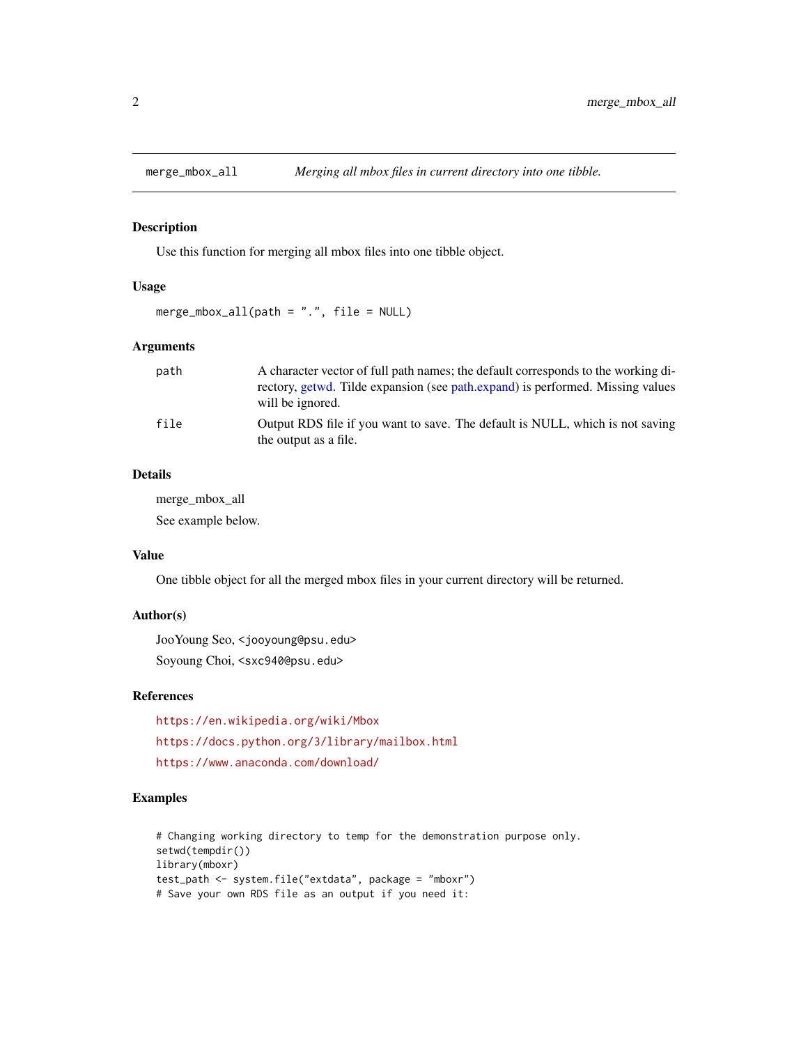merge_mbox_all — *Merging all mbox files in current directory into one tibble.*

## Description

Use this function for merging all mbox files into one tibble object.

## Usage

```
merge_mbox_all(path = ".", file = NULL)
```

## Arguments

| | |
|---|---|
| path | A character vector of full path names; the default corresponds to the working directory, getwd. Tilde expansion (see path.expand) is performed. Missing values will be ignored. |
| file | Output RDS file if you want to save. The default is NULL, which is not saving the output as a file. |

## Details

merge_mbox_all

See example below.

## Value

One tibble object for all the merged mbox files in your current directory will be returned.

## Author(s)

JooYoung Seo, <jooyoung@psu.edu>

Soyoung Choi, <sxc940@psu.edu>

## References

https://en.wikipedia.org/wiki/Mbox

https://docs.python.org/3/library/mailbox.html

https://www.anaconda.com/download/

## Examples

```
# Changing working directory to temp for the demonstration purpose only.
setwd(tempdir())
library(mboxr)
test_path <- system.file("extdata", package = "mboxr")
# Save your own RDS file as an output if you need it:
```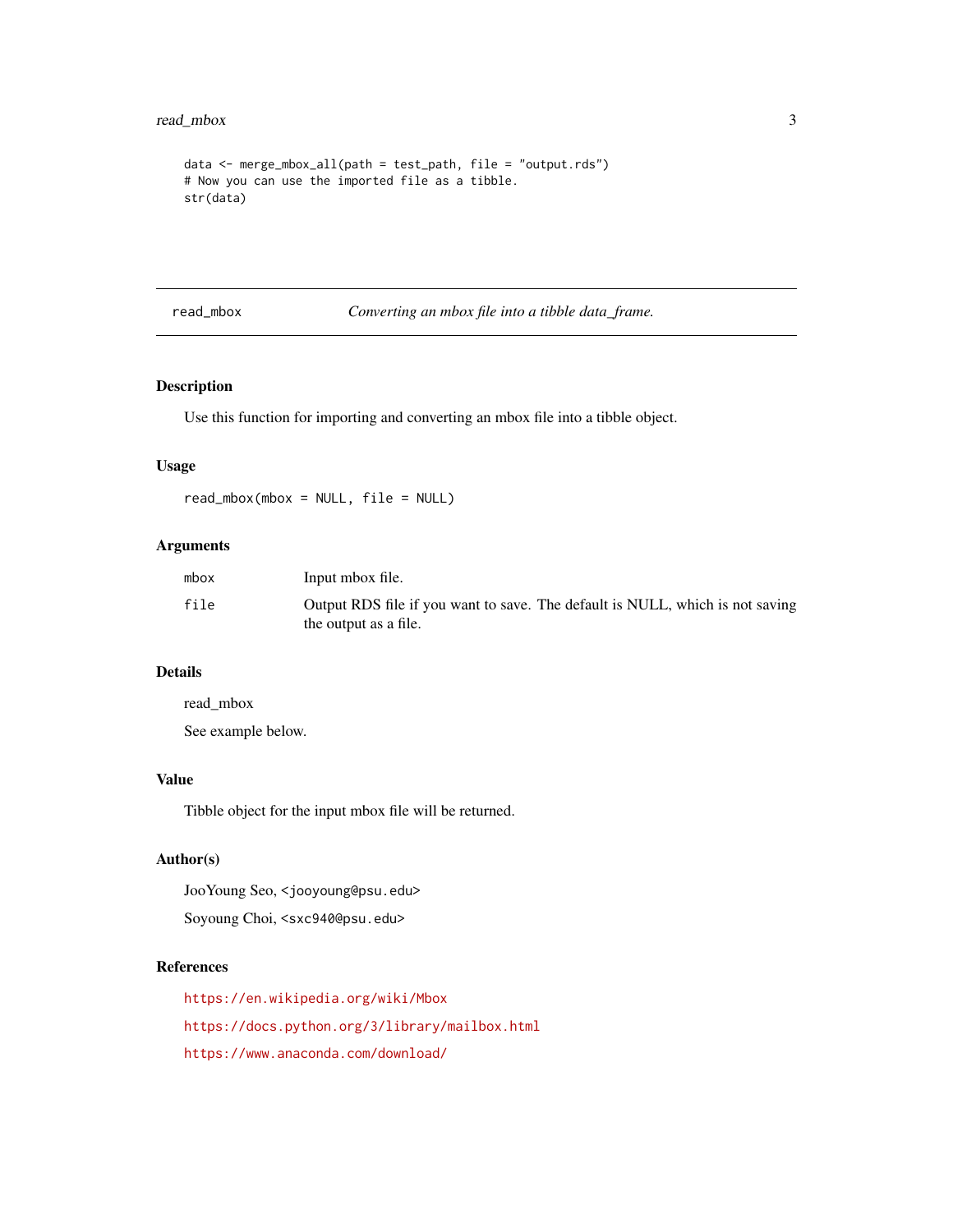```
data <- merge_mbox_all(path = test_path, file = "output.rds")
# Now you can use the imported file as a tibble.
str(data)
```

---

## read_mbox — *Converting an mbox file into a tibble data_frame.*

---

### Description

Use this function for importing and converting an mbox file into a tibble object.

### Usage

```
read_mbox(mbox = NULL, file = NULL)
```

### Arguments

| | |
|---|---|
| `mbox` | Input mbox file. |
| `file` | Output RDS file if you want to save. The default is NULL, which is not saving the output as a file. |

### Details

read_mbox

See example below.

### Value

Tibble object for the input mbox file will be returned.

### Author(s)

JooYoung Seo, <jooyoung@psu.edu>

Soyoung Choi, <sxc940@psu.edu>

### References

https://en.wikipedia.org/wiki/Mbox

https://docs.python.org/3/library/mailbox.html

https://www.anaconda.com/download/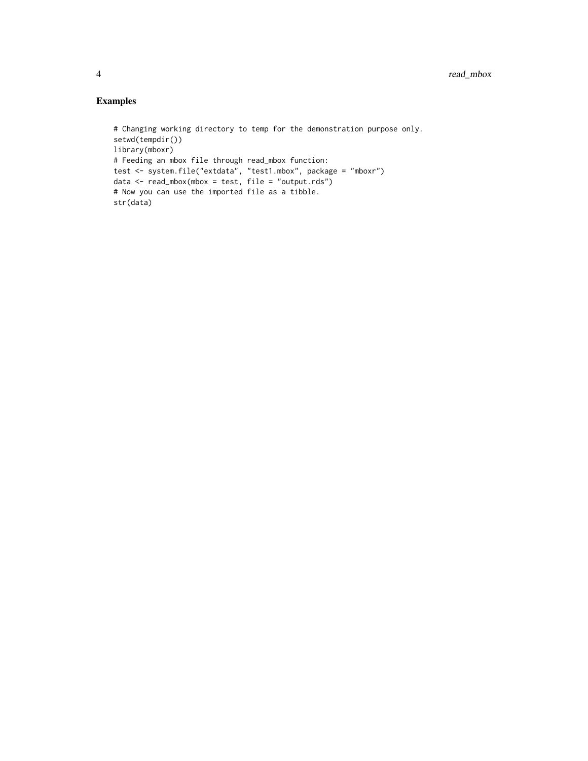## Examples

```
# Changing working directory to temp for the demonstration purpose only.
setwd(tempdir())
library(mboxr)
# Feeding an mbox file through read_mbox function:
test <- system.file("extdata", "test1.mbox", package = "mboxr")
data <- read_mbox(mbox = test, file = "output.rds")
# Now you can use the imported file as a tibble.
str(data)
```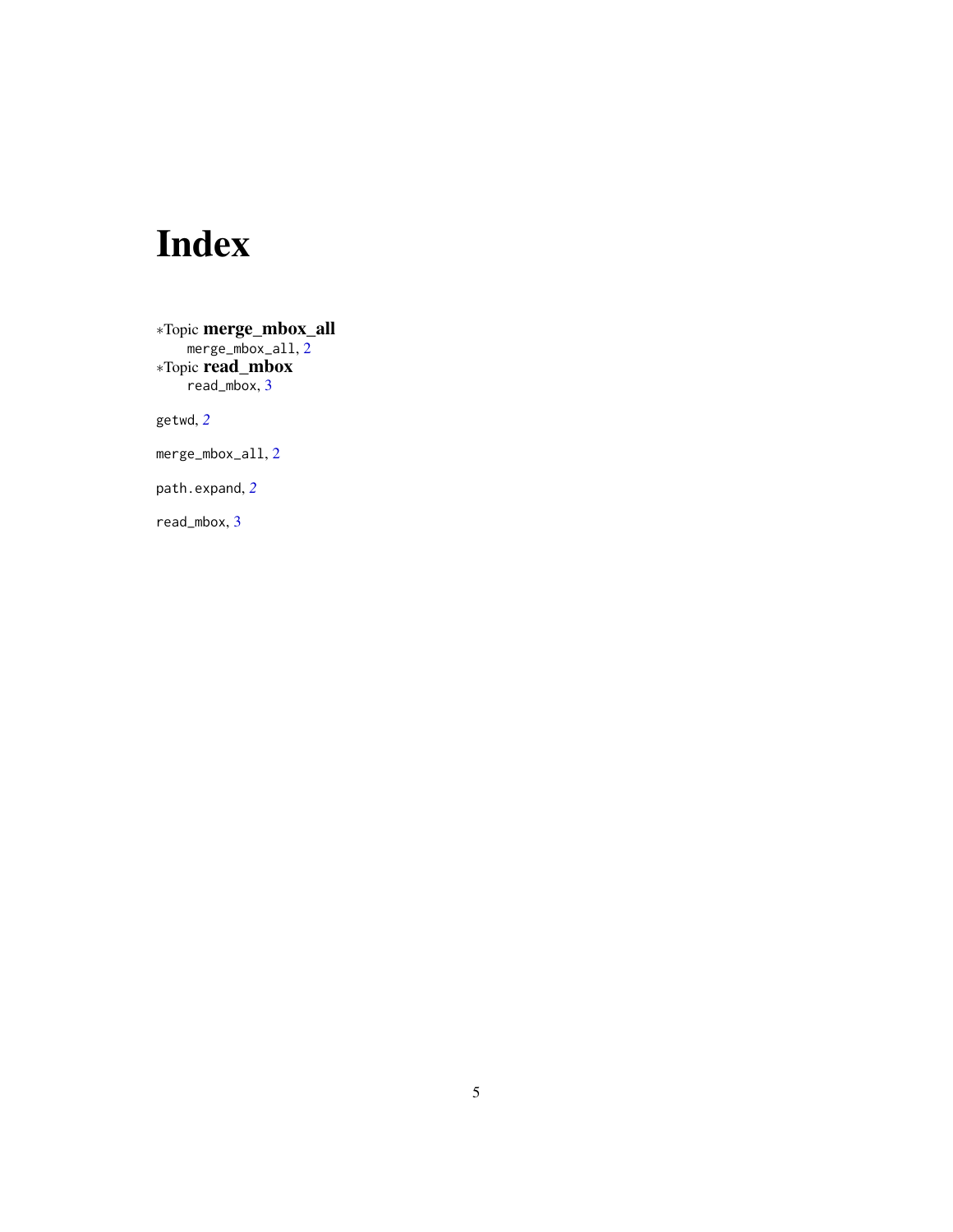# Index

*Topic **merge_mbox_all**
    `merge_mbox_all`, 2

*Topic **read_mbox**
    `read_mbox`, 3

`getwd`, *2*

`merge_mbox_all`, 2

`path.expand`, *2*

`read_mbox`, 3